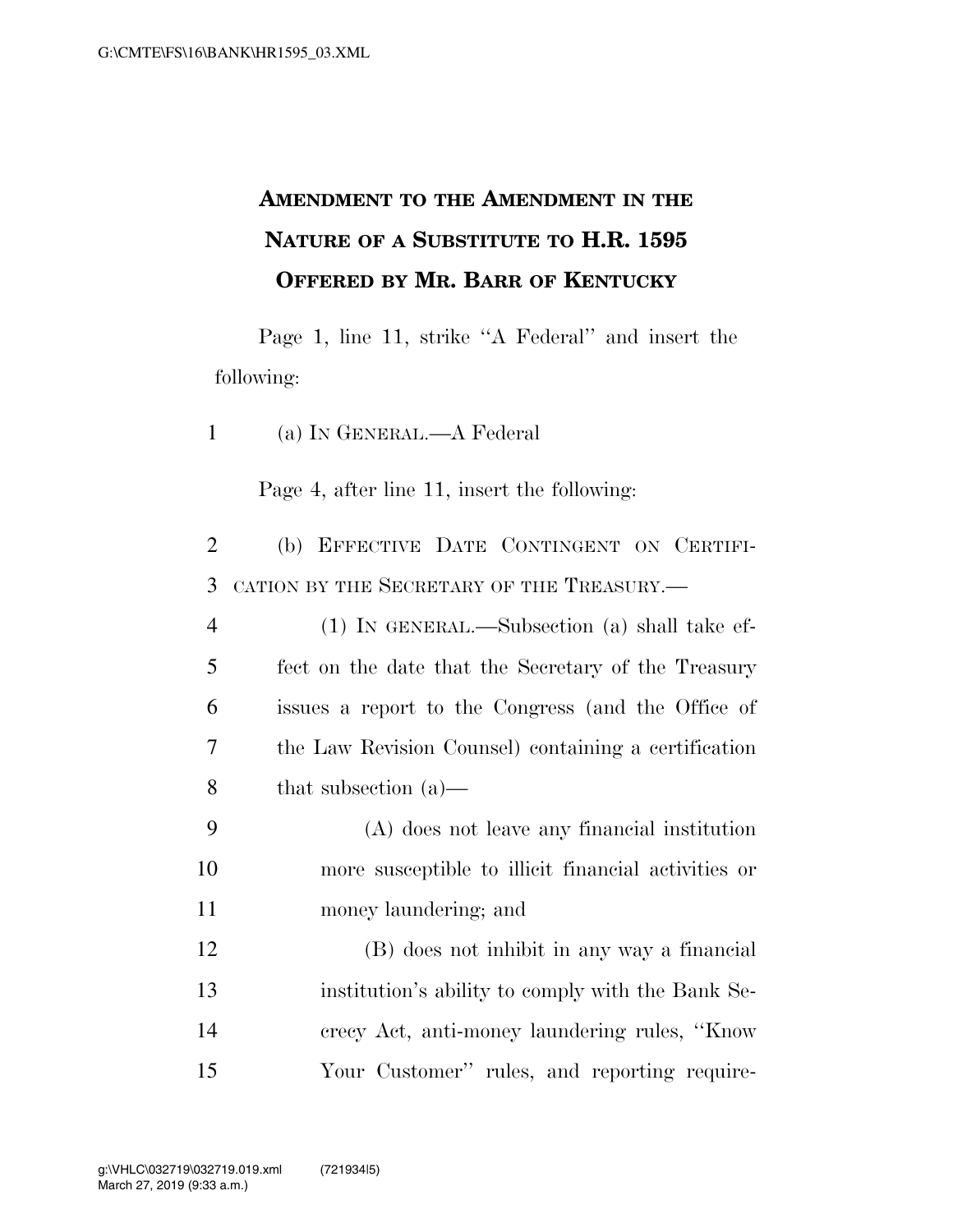# Amendment to the Amendment in the Nature of a Substitute to H.R. 1595 Offered by Mr. Barr of Kentucky

Page 1, line 11, strike "A Federal" and insert the following:

(a) IN GENERAL.—A Federal

Page 4, after line 11, insert the following:

(b) EFFECTIVE DATE CONTINGENT ON CERTIFICATION BY THE SECRETARY OF THE TREASURY.—

(1) IN GENERAL.—Subsection (a) shall take effect on the date that the Secretary of the Treasury issues a report to the Congress (and the Office of the Law Revision Counsel) containing a certification that subsection (a)—

(A) does not leave any financial institution more susceptible to illicit financial activities or money laundering; and

(B) does not inhibit in any way a financial institution's ability to comply with the Bank Secrecy Act, anti-money laundering rules, "Know Your Customer" rules, and reporting require-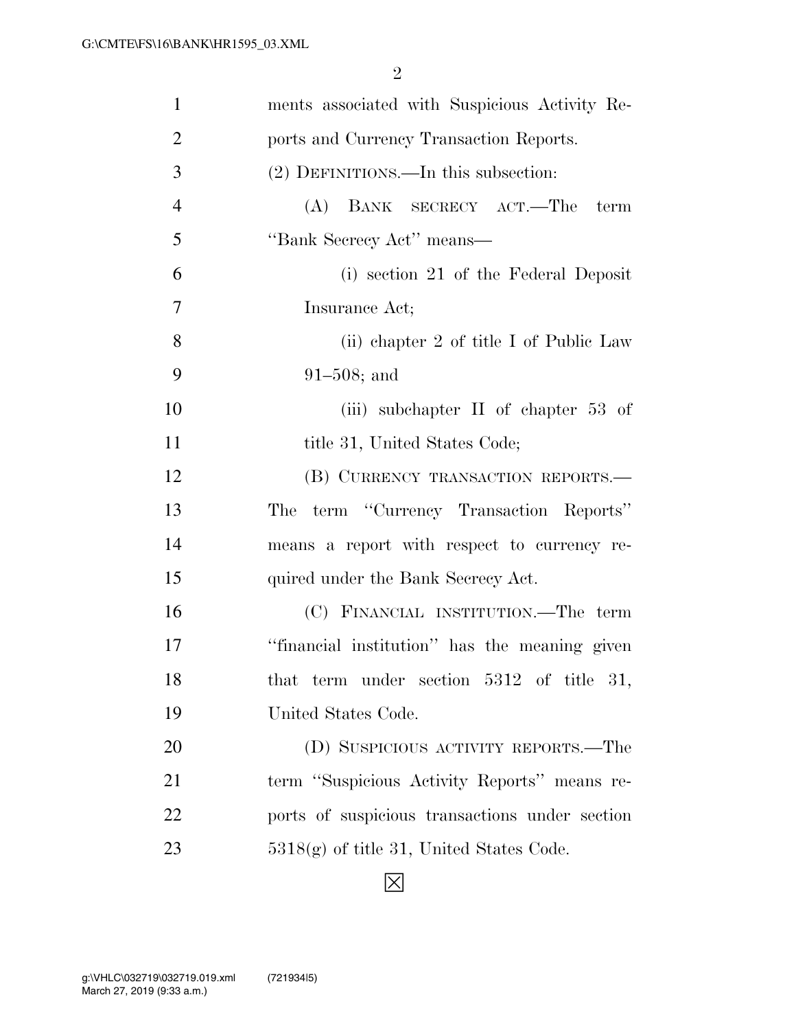ments associated with Suspicious Activity Reports and Currency Transaction Reports.

(2) DEFINITIONS.—In this subsection:

(A) BANK SECRECY ACT.—The term "Bank Secrecy Act" means—

(i) section 21 of the Federal Deposit Insurance Act;

(ii) chapter 2 of title I of Public Law 91–508; and

(iii) subchapter II of chapter 53 of title 31, United States Code;

(B) CURRENCY TRANSACTION REPORTS.—The term "Currency Transaction Reports" means a report with respect to currency required under the Bank Secrecy Act.

(C) FINANCIAL INSTITUTION.—The term "financial institution" has the meaning given that term under section 5312 of title 31, United States Code.

(D) SUSPICIOUS ACTIVITY REPORTS.—The term "Suspicious Activity Reports" means reports of suspicious transactions under section 5318(g) of title 31, United States Code.